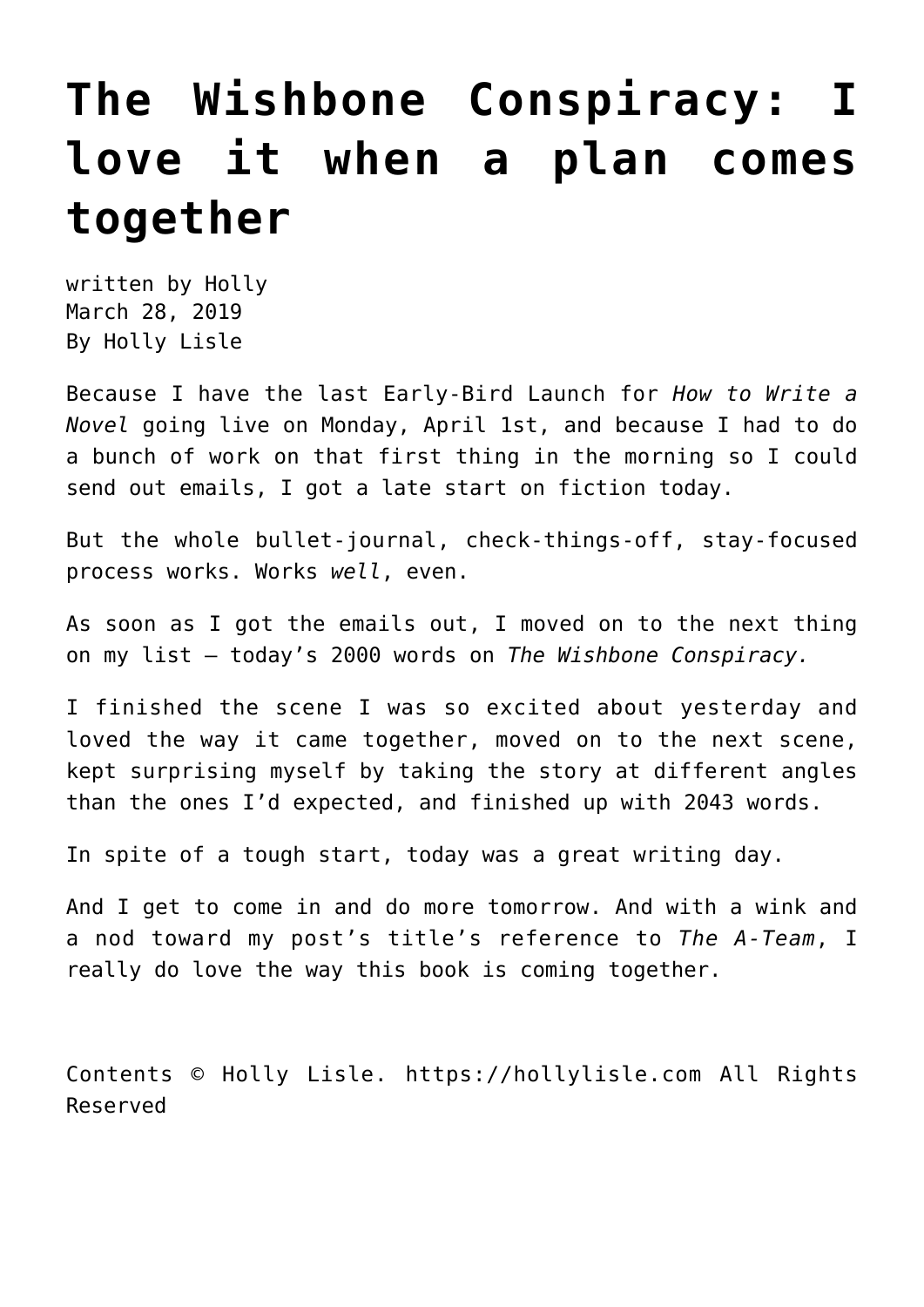# The Wishbone Conspiracy: I love it when a plan comes together

written by Holly
March 28, 2019
By Holly Lisle

Because I have the last Early-Bird Launch for *How to Write a Novel* going live on Monday, April 1st, and because I had to do a bunch of work on that first thing in the morning so I could send out emails, I got a late start on fiction today.

But the whole bullet-journal, check-things-off, stay-focused process works. Works *well*, even.

As soon as I got the emails out, I moved on to the next thing on my list — today's 2000 words on *The Wishbone Conspiracy.*

I finished the scene I was so excited about yesterday and loved the way it came together, moved on to the next scene, kept surprising myself by taking the story at different angles than the ones I'd expected, and finished up with 2043 words.

In spite of a tough start, today was a great writing day.

And I get to come in and do more tomorrow. And with a wink and a nod toward my post's title's reference to *The A-Team*, I really do love the way this book is coming together.

Contents © Holly Lisle. https://hollylisle.com All Rights Reserved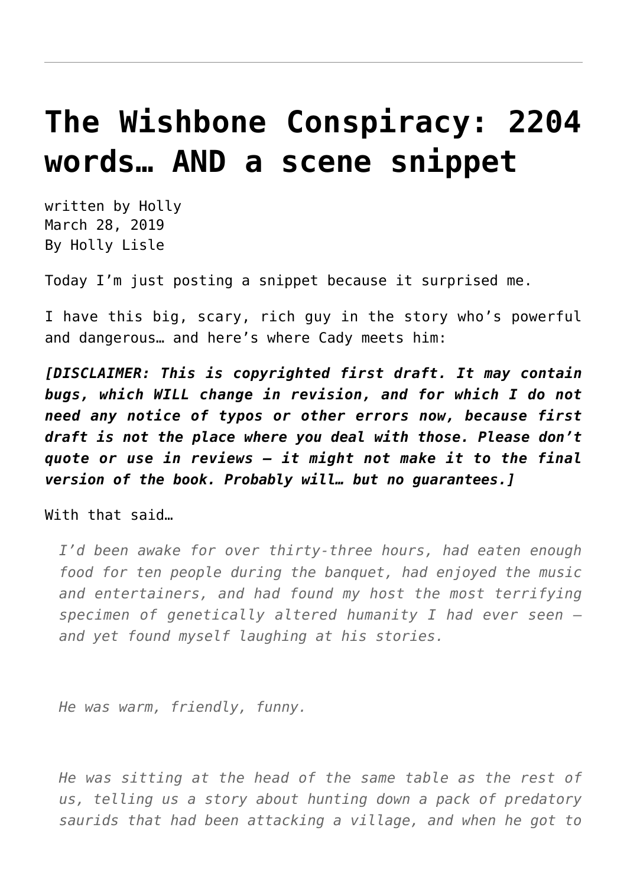# The Wishbone Conspiracy: 2204 words… AND a scene snippet

written by Holly
March 28, 2019
By Holly Lisle

Today I'm just posting a snippet because it surprised me.

I have this big, scary, rich guy in the story who's powerful and dangerous… and here's where Cady meets him:

***[DISCLAIMER: This is copyrighted first draft. It may contain bugs, which WILL change in revision, and for which I do not need any notice of typos or other errors now, because first draft is not the place where you deal with those. Please don't quote or use in reviews — it might not make it to the final version of the book. Probably will… but no guarantees.]***

With that said…

> *I'd been awake for over thirty-three hours, had eaten enough food for ten people during the banquet, had enjoyed the music and entertainers, and had found my host the most terrifying specimen of genetically altered humanity I had ever seen — and yet found myself laughing at his stories.*
>
> *He was warm, friendly, funny.*
>
> *He was sitting at the head of the same table as the rest of us, telling us a story about hunting down a pack of predatory saurids that had been attacking a village, and when he got to*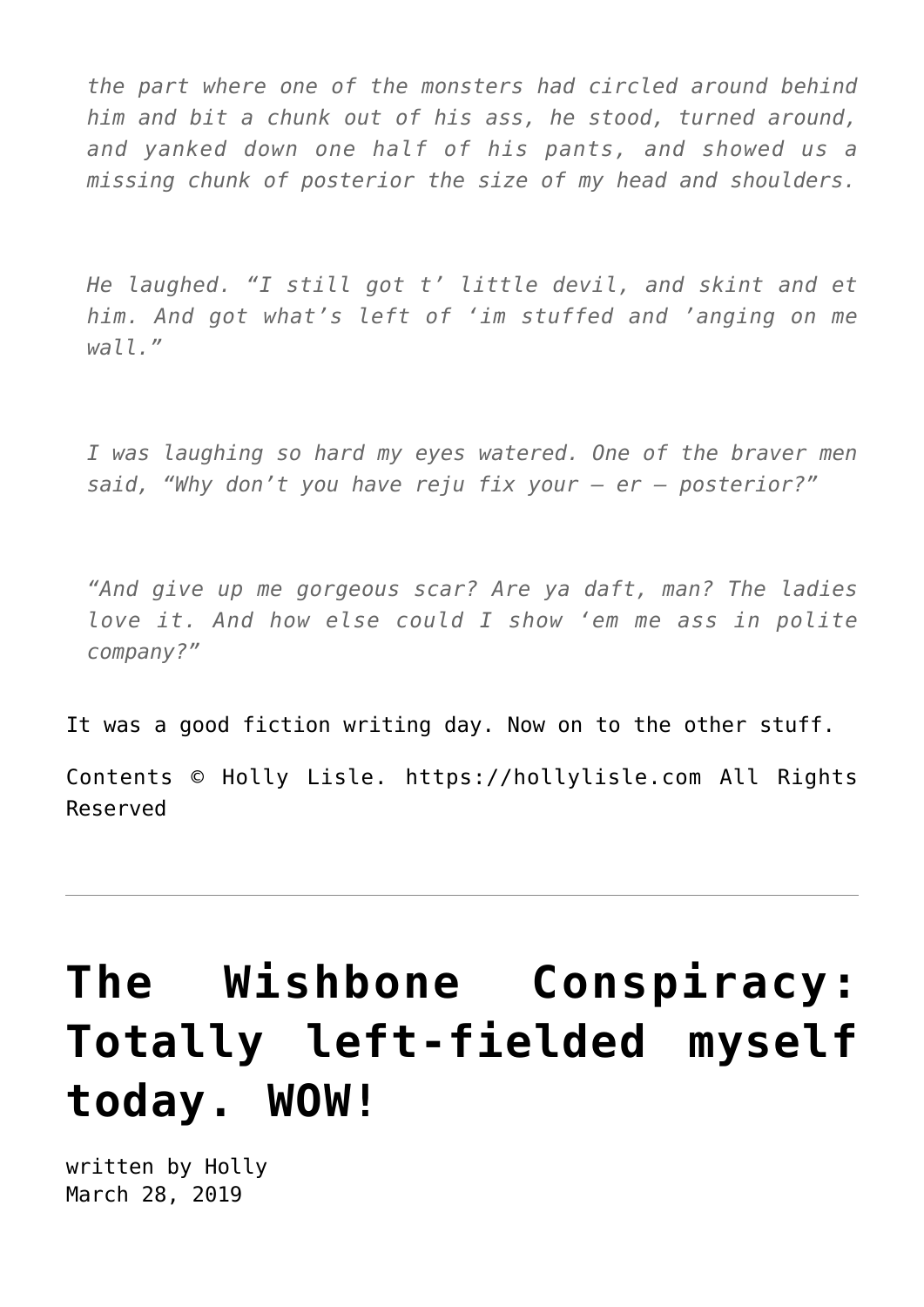*the part where one of the monsters had circled around behind him and bit a chunk out of his ass, he stood, turned around, and yanked down one half of his pants, and showed us a missing chunk of posterior the size of my head and shoulders.*

*He laughed. "I still got t' little devil, and skint and et him. And got what's left of 'im stuffed and 'anging on me wall."*

*I was laughing so hard my eyes watered. One of the braver men said, "Why don't you have reju fix your — er — posterior?"*

*"And give up me gorgeous scar? Are ya daft, man? The ladies love it. And how else could I show 'em me ass in polite company?"*

It was a good fiction writing day. Now on to the other stuff.

Contents © Holly Lisle. https://hollylisle.com All Rights Reserved

---

# The Wishbone Conspiracy: Totally left-fielded myself today. WOW!

written by Holly
March 28, 2019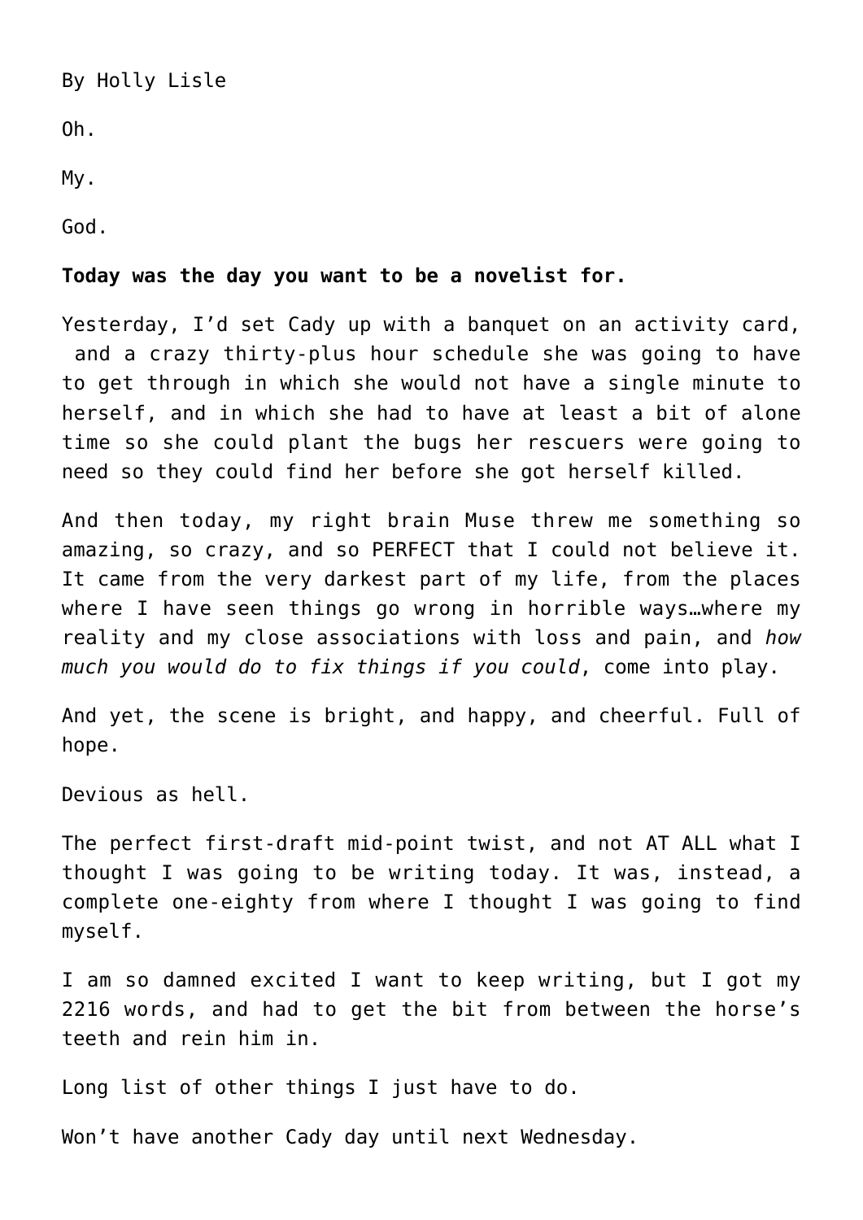By Holly Lisle

Oh.

My.

God.

**Today was the day you want to be a novelist for.**

Yesterday, I'd set Cady up with a banquet on an activity card, and a crazy thirty-plus hour schedule she was going to have to get through in which she would not have a single minute to herself, and in which she had to have at least a bit of alone time so she could plant the bugs her rescuers were going to need so they could find her before she got herself killed.

And then today, my right brain Muse threw me something so amazing, so crazy, and so PERFECT that I could not believe it. It came from the very darkest part of my life, from the places where I have seen things go wrong in horrible ways…where my reality and my close associations with loss and pain, and *how much you would do to fix things if you could*, come into play.

And yet, the scene is bright, and happy, and cheerful. Full of hope.

Devious as hell.

The perfect first-draft mid-point twist, and not AT ALL what I thought I was going to be writing today. It was, instead, a complete one-eighty from where I thought I was going to find myself.

I am so damned excited I want to keep writing, but I got my 2216 words, and had to get the bit from between the horse's teeth and rein him in.

Long list of other things I just have to do.

Won't have another Cady day until next Wednesday.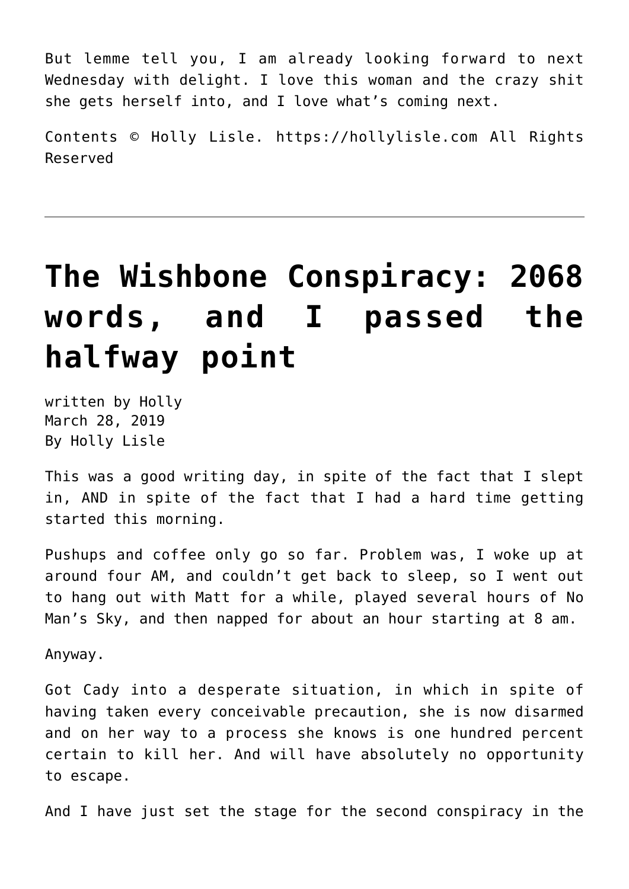But lemme tell you, I am already looking forward to next Wednesday with delight. I love this woman and the crazy shit she gets herself into, and I love what's coming next.

Contents © Holly Lisle. https://hollylisle.com All Rights Reserved

---

# The Wishbone Conspiracy: 2068 words, and I passed the halfway point

written by Holly
March 28, 2019
By Holly Lisle

This was a good writing day, in spite of the fact that I slept in, AND in spite of the fact that I had a hard time getting started this morning.

Pushups and coffee only go so far. Problem was, I woke up at around four AM, and couldn't get back to sleep, so I went out to hang out with Matt for a while, played several hours of No Man's Sky, and then napped for about an hour starting at 8 am.

Anyway.

Got Cady into a desperate situation, in which in spite of having taken every conceivable precaution, she is now disarmed and on her way to a process she knows is one hundred percent certain to kill her. And will have absolutely no opportunity to escape.

And I have just set the stage for the second conspiracy in the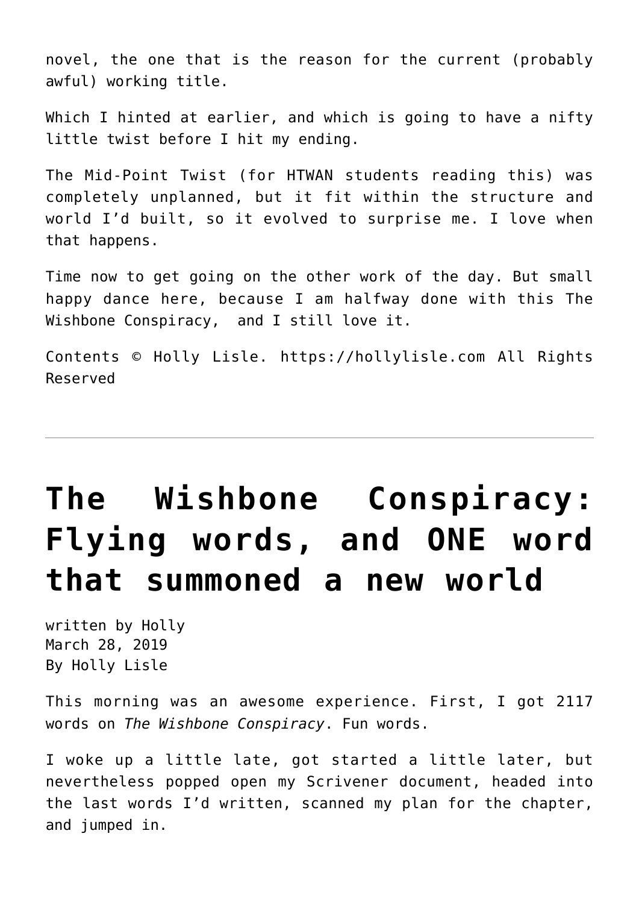novel, the one that is the reason for the current (probably awful) working title.

Which I hinted at earlier, and which is going to have a nifty little twist before I hit my ending.

The Mid-Point Twist (for HTWAN students reading this) was completely unplanned, but it fit within the structure and world I'd built, so it evolved to surprise me. I love when that happens.

Time now to get going on the other work of the day. But small happy dance here, because I am halfway done with this The Wishbone Conspiracy, and I still love it.

Contents © Holly Lisle. https://hollylisle.com All Rights Reserved

---

# The Wishbone Conspiracy: Flying words, and ONE word that summoned a new world

written by Holly
March 28, 2019
By Holly Lisle

This morning was an awesome experience. First, I got 2117 words on *The Wishbone Conspiracy*. Fun words.

I woke up a little late, got started a little later, but nevertheless popped open my Scrivener document, headed into the last words I'd written, scanned my plan for the chapter, and jumped in.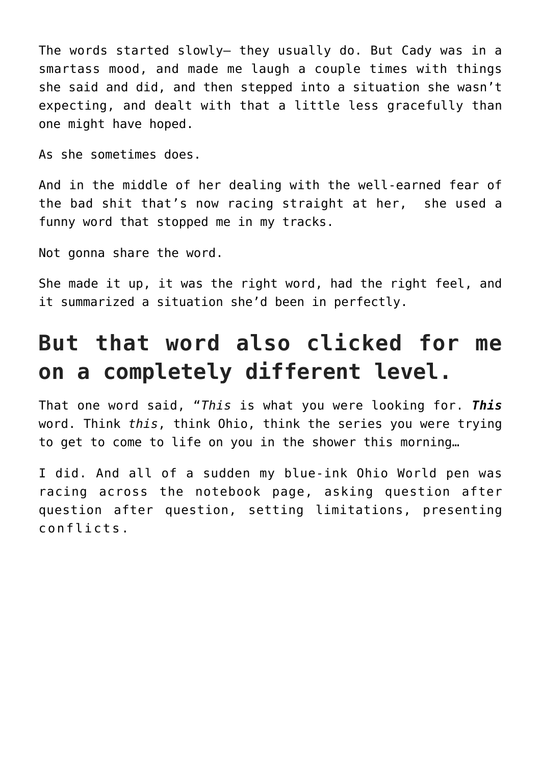The words started slowly— they usually do. But Cady was in a smartass mood, and made me laugh a couple times with things she said and did, and then stepped into a situation she wasn't expecting, and dealt with that a little less gracefully than one might have hoped.

As she sometimes does.

And in the middle of her dealing with the well-earned fear of the bad shit that's now racing straight at her,  she used a funny word that stopped me in my tracks.

Not gonna share the word.

She made it up, it was the right word, had the right feel, and it summarized a situation she'd been in perfectly.

## But that word also clicked for me on a completely different level.

That one word said, "*This* is what you were looking for. ***This*** word. Think *this*, think Ohio, think the series you were trying to get to come to life on you in the shower this morning…

I did. And all of a sudden my blue-ink Ohio World pen was racing across the notebook page, asking question after question after question, setting limitations, presenting conflicts.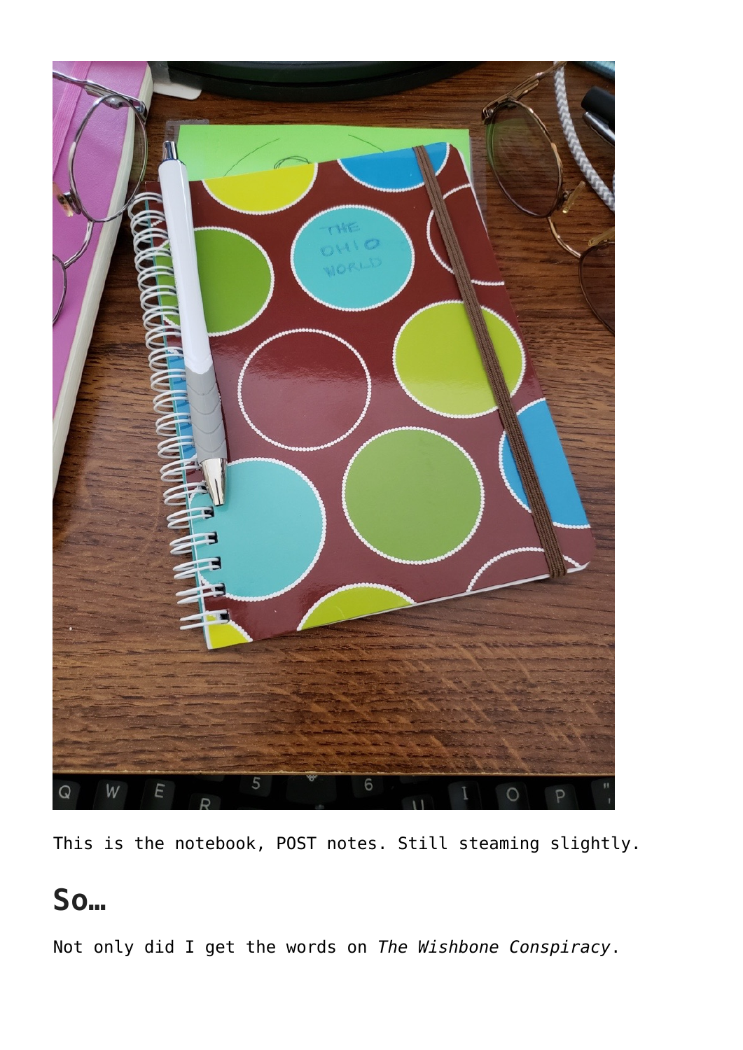This is the notebook, POST notes. Still steaming slightly.

## So…

Not only did I get the words on *The Wishbone Conspiracy*.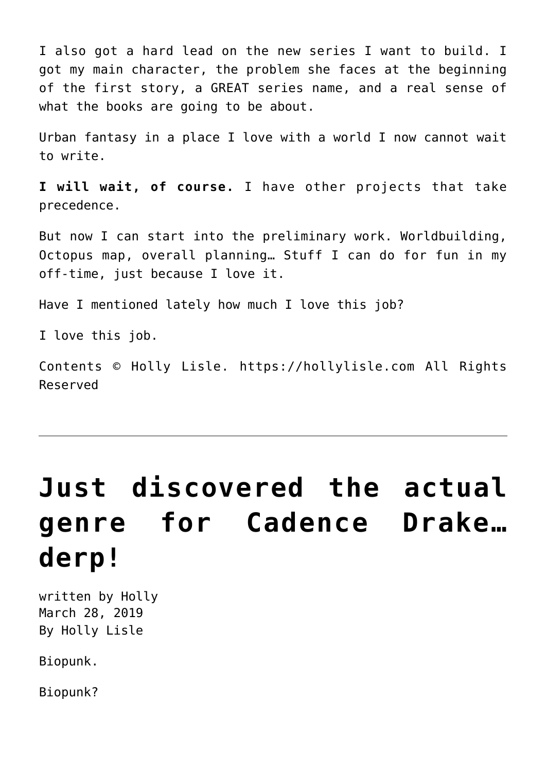I also got a hard lead on the new series I want to build. I got my main character, the problem she faces at the beginning of the first story, a GREAT series name, and a real sense of what the books are going to be about.

Urban fantasy in a place I love with a world I now cannot wait to write.

**I will wait, of course.** I have other projects that take precedence.

But now I can start into the preliminary work. Worldbuilding, Octopus map, overall planning… Stuff I can do for fun in my off-time, just because I love it.

Have I mentioned lately how much I love this job?

I love this job.

Contents © Holly Lisle. https://hollylisle.com All Rights Reserved

---

# Just discovered the actual genre for Cadence Drake… derp!

written by Holly
March 28, 2019
By Holly Lisle

Biopunk.

Biopunk?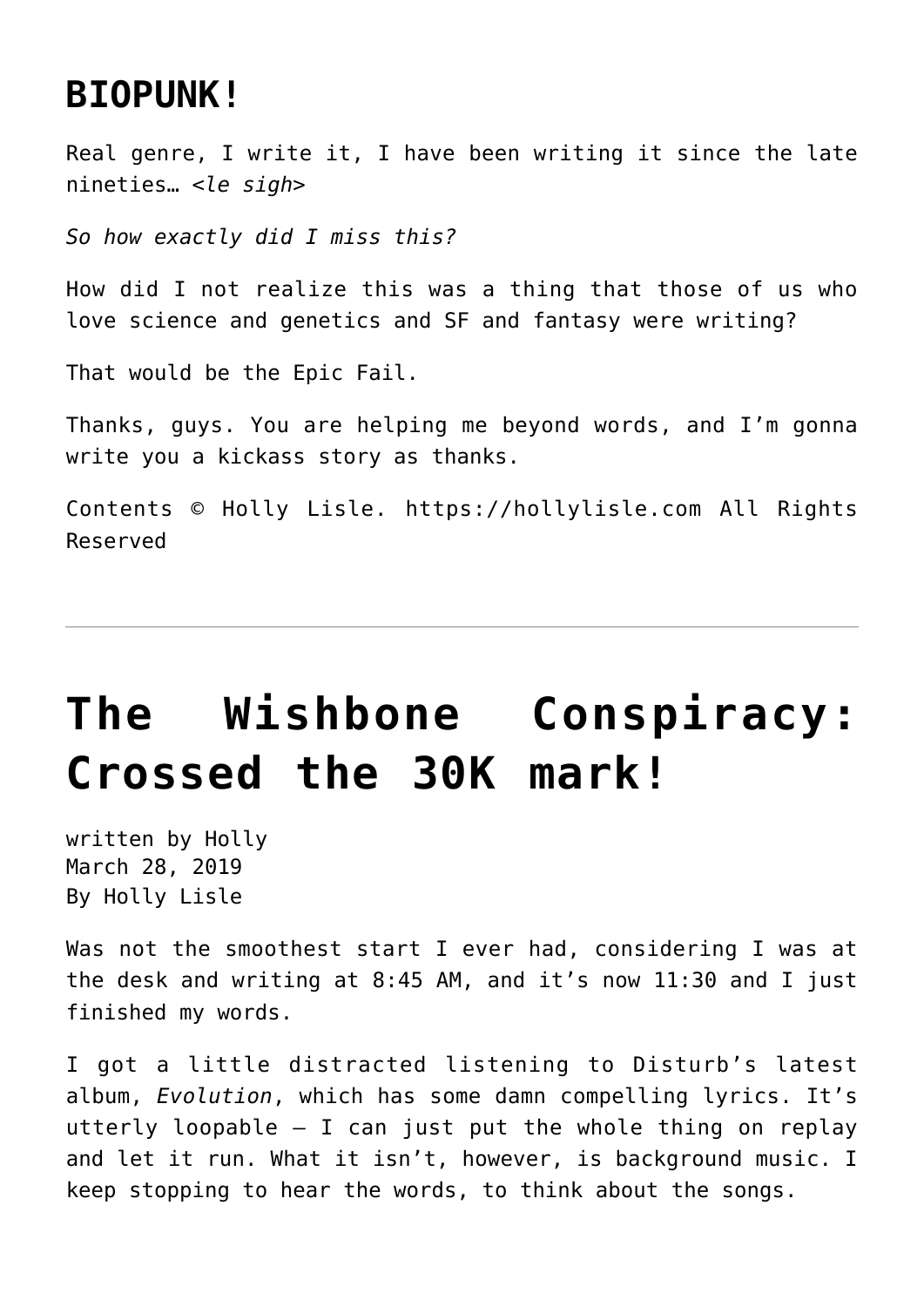## BIOPUNK!

Real genre, I write it, I have been writing it since the late nineties… <*le sigh*>

*So how exactly did I miss this?*

How did I not realize this was a thing that those of us who love science and genetics and SF and fantasy were writing?

That would be the Epic Fail.

Thanks, guys. You are helping me beyond words, and I'm gonna write you a kickass story as thanks.

Contents © Holly Lisle. https://hollylisle.com All Rights Reserved

---

# The Wishbone Conspiracy: Crossed the 30K mark!

written by Holly
March 28, 2019
By Holly Lisle

Was not the smoothest start I ever had, considering I was at the desk and writing at 8:45 AM, and it's now 11:30 and I just finished my words.

I got a little distracted listening to Disturb's latest album, *Evolution*, which has some damn compelling lyrics. It's utterly loopable — I can just put the whole thing on replay and let it run. What it isn't, however, is background music. I keep stopping to hear the words, to think about the songs.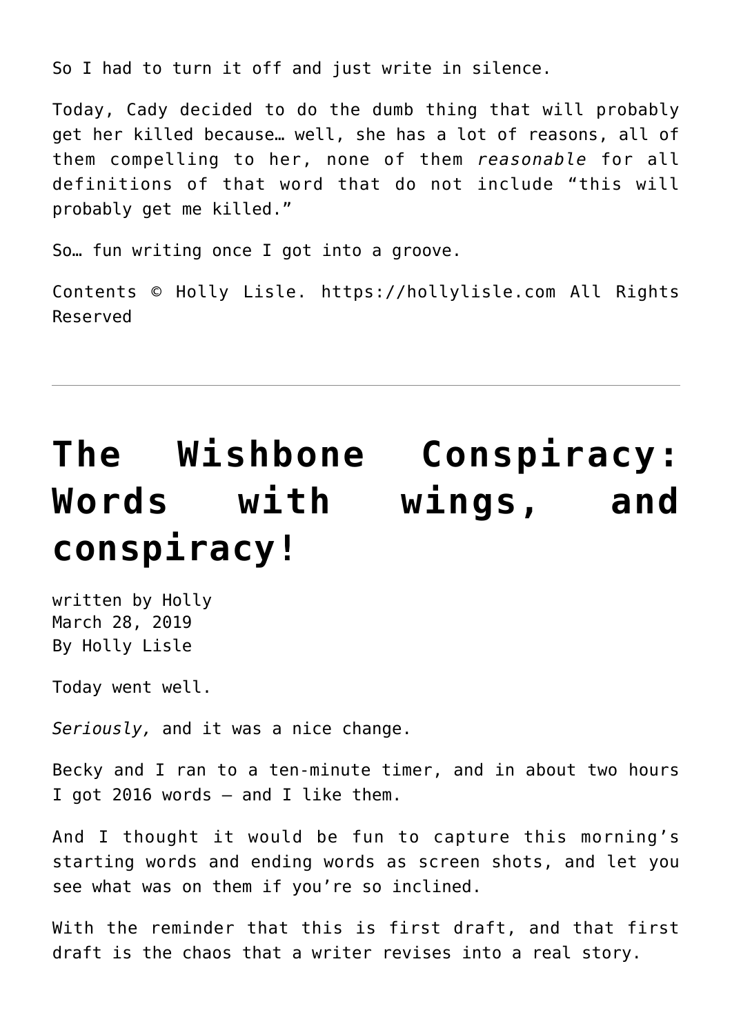So I had to turn it off and just write in silence.

Today, Cady decided to do the dumb thing that will probably get her killed because… well, she has a lot of reasons, all of them compelling to her, none of them *reasonable* for all definitions of that word that do not include "this will probably get me killed."

So… fun writing once I got into a groove.

Contents © Holly Lisle. https://hollylisle.com All Rights Reserved

---

# The Wishbone Conspiracy: Words with wings, and conspiracy!

written by Holly
March 28, 2019
By Holly Lisle

Today went well.

*Seriously,* and it was a nice change.

Becky and I ran to a ten-minute timer, and in about two hours I got 2016 words — and I like them.

And I thought it would be fun to capture this morning's starting words and ending words as screen shots, and let you see what was on them if you're so inclined.

With the reminder that this is first draft, and that first draft is the chaos that a writer revises into a real story.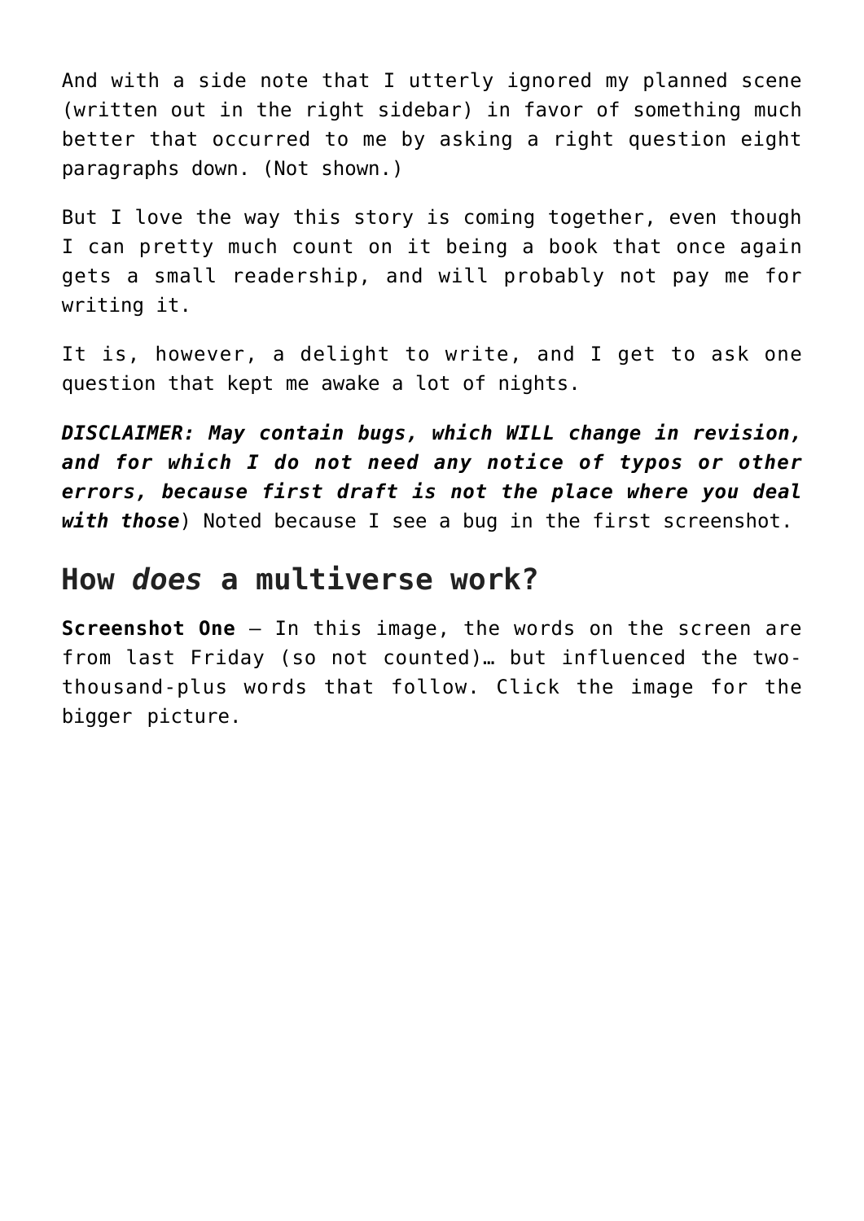And with a side note that I utterly ignored my planned scene (written out in the right sidebar) in favor of something much better that occurred to me by asking a right question eight paragraphs down. (Not shown.)

But I love the way this story is coming together, even though I can pretty much count on it being a book that once again gets a small readership, and will probably not pay me for writing it.

It is, however, a delight to write, and I get to ask one question that kept me awake a lot of nights.

***DISCLAIMER: May contain bugs, which WILL change in revision, and for which I do not need any notice of typos or other errors, because first draft is not the place where you deal with those***) Noted because I see a bug in the first screenshot.

## How *does* a multiverse work?

**Screenshot One** — In this image, the words on the screen are from last Friday (so not counted)… but influenced the two-thousand-plus words that follow. Click the image for the bigger picture.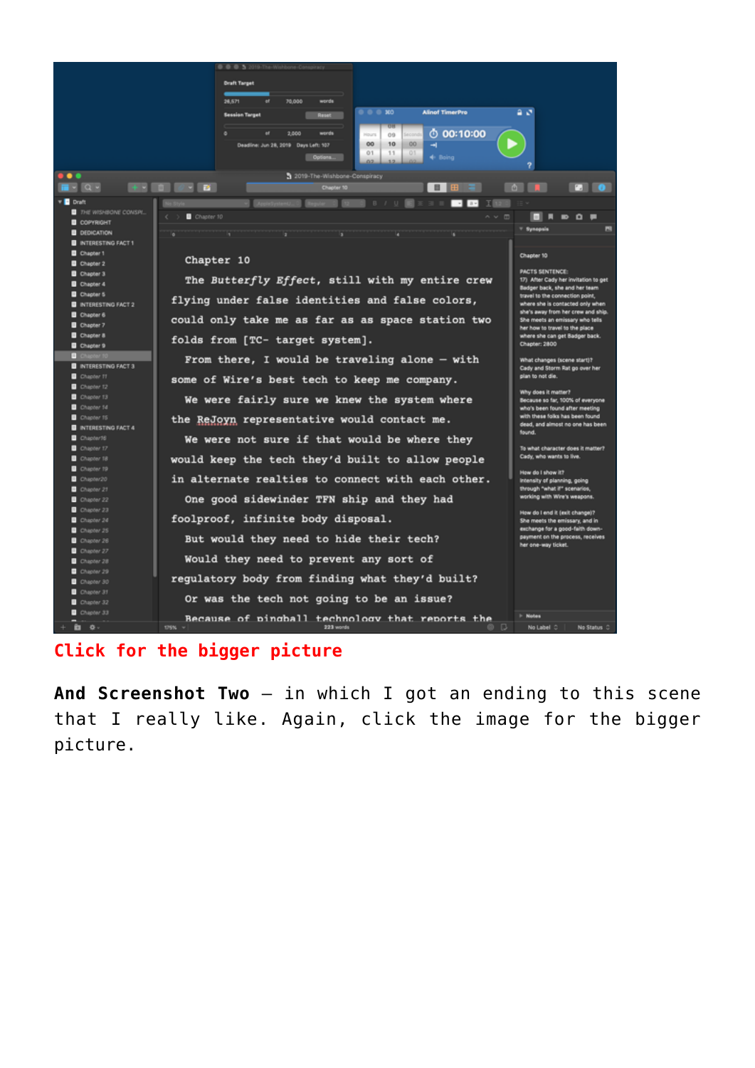Click for the bigger picture

**And Screenshot Two** – in which I got an ending to this scene that I really like. Again, click the image for the bigger picture.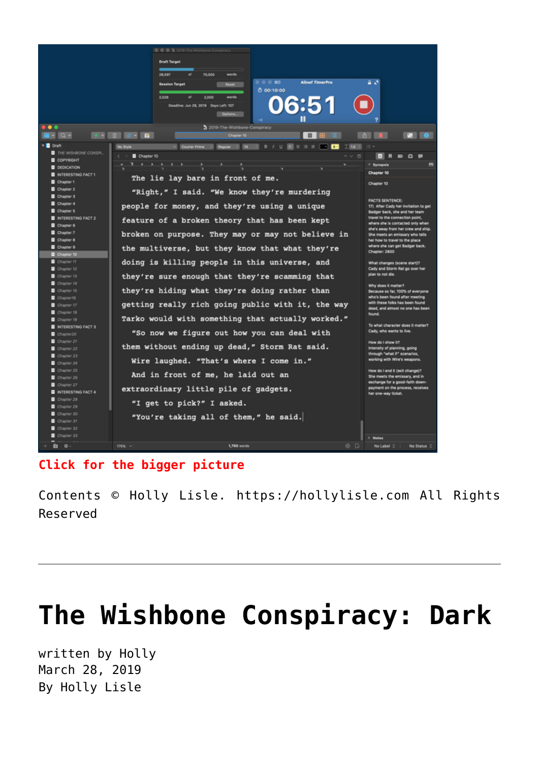Click for the bigger picture

Contents © Holly Lisle. https://hollylisle.com All Rights Reserved

---

# The Wishbone Conspiracy: Dark

written by Holly
March 28, 2019
By Holly Lisle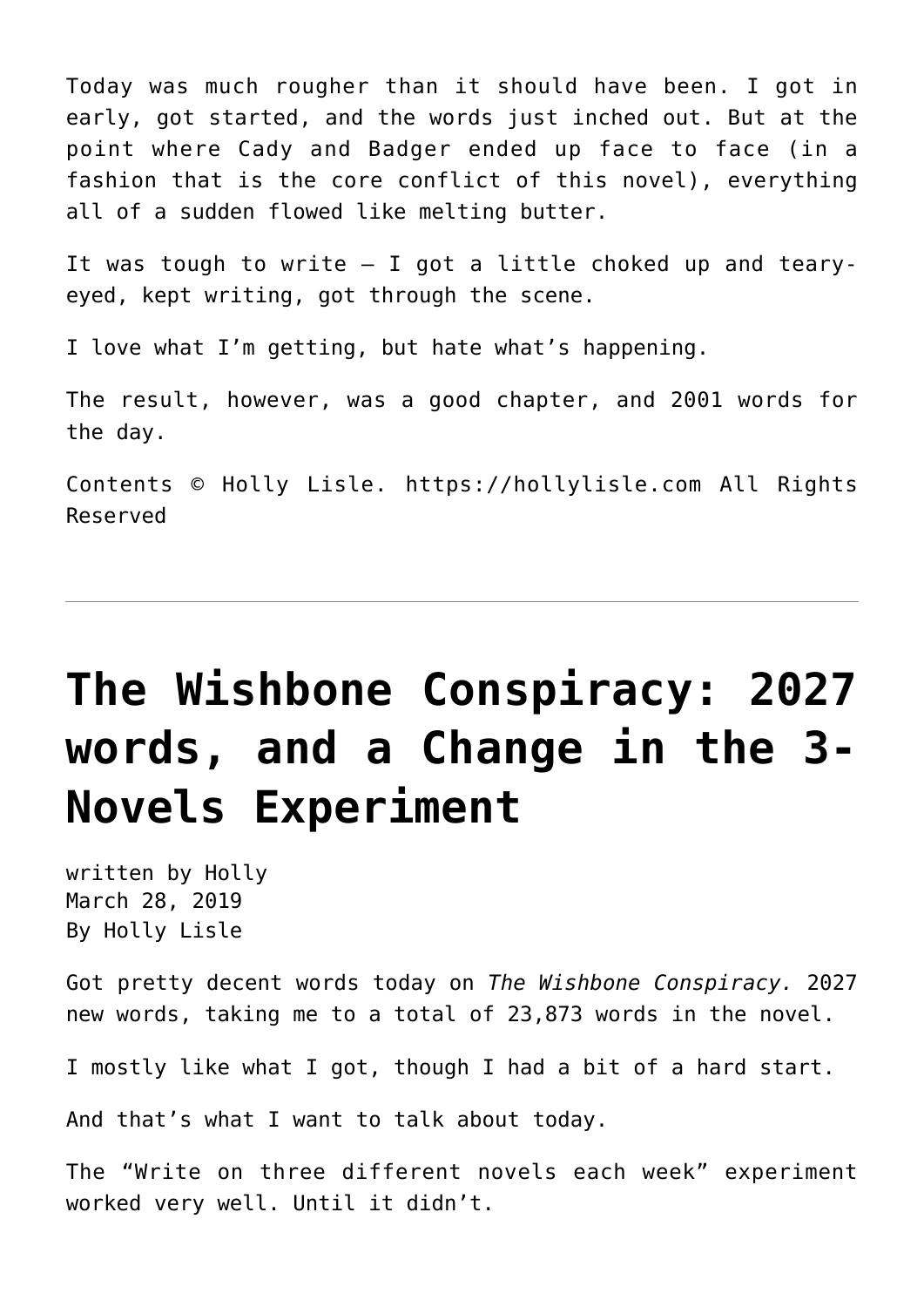Today was much rougher than it should have been. I got in early, got started, and the words just inched out. But at the point where Cady and Badger ended up face to face (in a fashion that is the core conflict of this novel), everything all of a sudden flowed like melting butter.

It was tough to write — I got a little choked up and teary-eyed, kept writing, got through the scene.

I love what I'm getting, but hate what's happening.

The result, however, was a good chapter, and 2001 words for the day.

Contents © Holly Lisle. https://hollylisle.com All Rights Reserved

---

# The Wishbone Conspiracy: 2027 words, and a Change in the 3-Novels Experiment

written by Holly
March 28, 2019
By Holly Lisle

Got pretty decent words today on *The Wishbone Conspiracy.* 2027 new words, taking me to a total of 23,873 words in the novel.

I mostly like what I got, though I had a bit of a hard start.

And that's what I want to talk about today.

The "Write on three different novels each week" experiment worked very well. Until it didn't.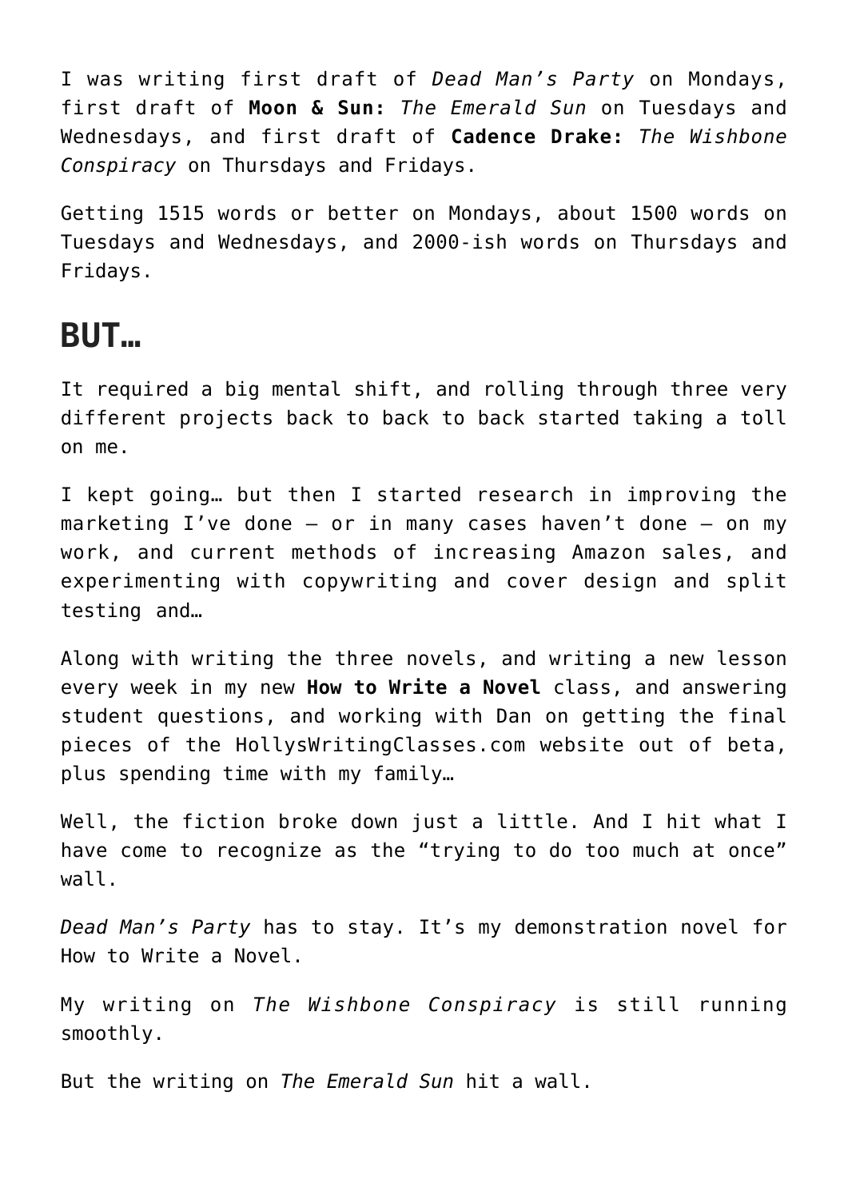I was writing first draft of *Dead Man's Party* on Mondays, first draft of **Moon & Sun:** *The Emerald Sun* on Tuesdays and Wednesdays, and first draft of **Cadence Drake:** *The Wishbone Conspiracy* on Thursdays and Fridays.

Getting 1515 words or better on Mondays, about 1500 words on Tuesdays and Wednesdays, and 2000-ish words on Thursdays and Fridays.

## BUT…

It required a big mental shift, and rolling through three very different projects back to back to back started taking a toll on me.

I kept going… but then I started research in improving the marketing I've done — or in many cases haven't done — on my work, and current methods of increasing Amazon sales, and experimenting with copywriting and cover design and split testing and…

Along with writing the three novels, and writing a new lesson every week in my new **How to Write a Novel** class, and answering student questions, and working with Dan on getting the final pieces of the HollysWritingClasses.com website out of beta, plus spending time with my family…

Well, the fiction broke down just a little. And I hit what I have come to recognize as the "trying to do too much at once" wall.

*Dead Man's Party* has to stay. It's my demonstration novel for How to Write a Novel.

My writing on *The Wishbone Conspiracy* is still running smoothly.

But the writing on *The Emerald Sun* hit a wall.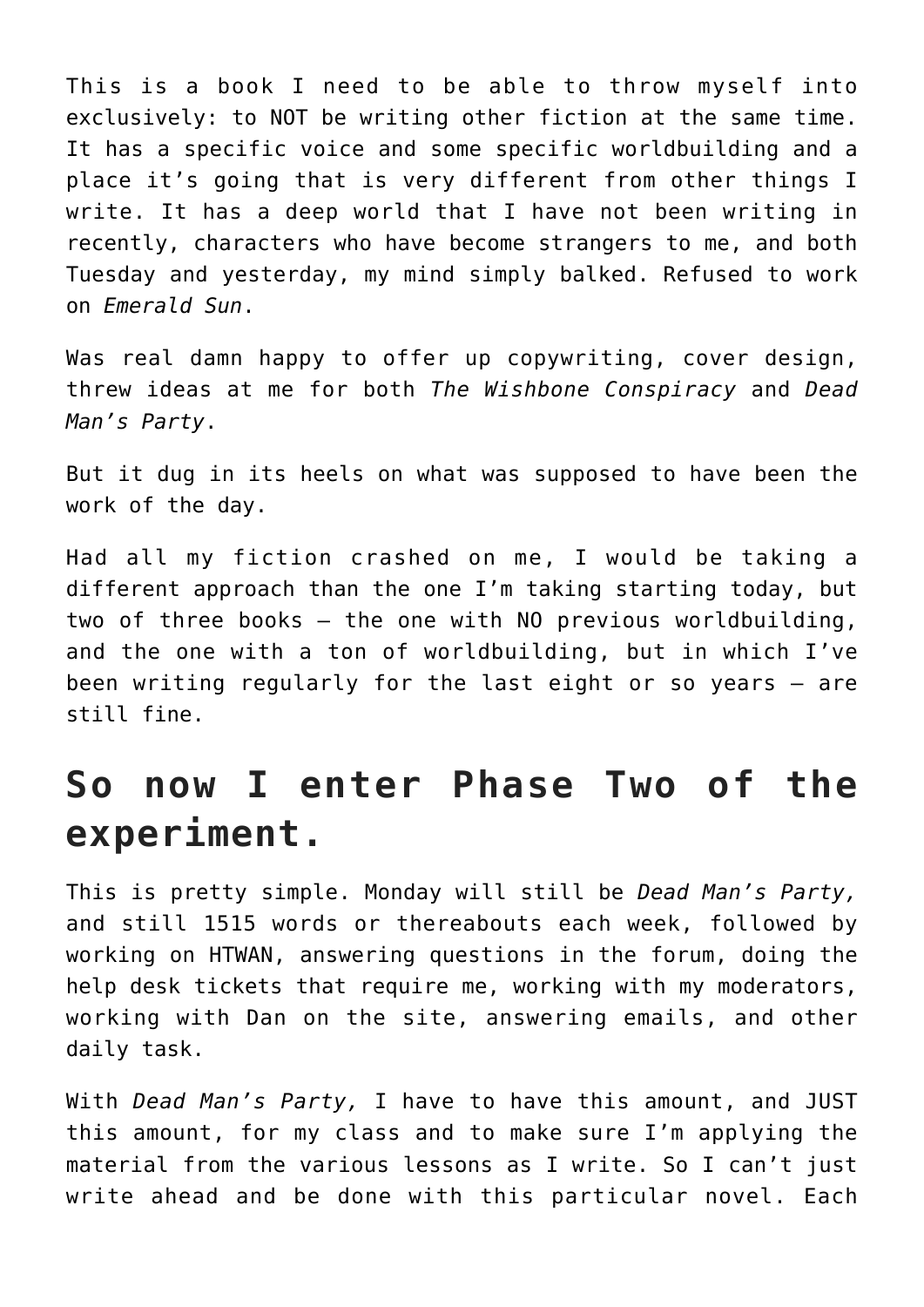This is a book I need to be able to throw myself into exclusively: to NOT be writing other fiction at the same time. It has a specific voice and some specific worldbuilding and a place it's going that is very different from other things I write. It has a deep world that I have not been writing in recently, characters who have become strangers to me, and both Tuesday and yesterday, my mind simply balked. Refused to work on *Emerald Sun*.

Was real damn happy to offer up copywriting, cover design, threw ideas at me for both *The Wishbone Conspiracy* and *Dead Man's Party*.

But it dug in its heels on what was supposed to have been the work of the day.

Had all my fiction crashed on me, I would be taking a different approach than the one I'm taking starting today, but two of three books — the one with NO previous worldbuilding, and the one with a ton of worldbuilding, but in which I've been writing regularly for the last eight or so years — are still fine.

## So now I enter Phase Two of the experiment.

This is pretty simple. Monday will still be *Dead Man's Party,* and still 1515 words or thereabouts each week, followed by working on HTWAN, answering questions in the forum, doing the help desk tickets that require me, working with my moderators, working with Dan on the site, answering emails, and other daily task.

With *Dead Man's Party,* I have to have this amount, and JUST this amount, for my class and to make sure I'm applying the material from the various lessons as I write. So I can't just write ahead and be done with this particular novel. Each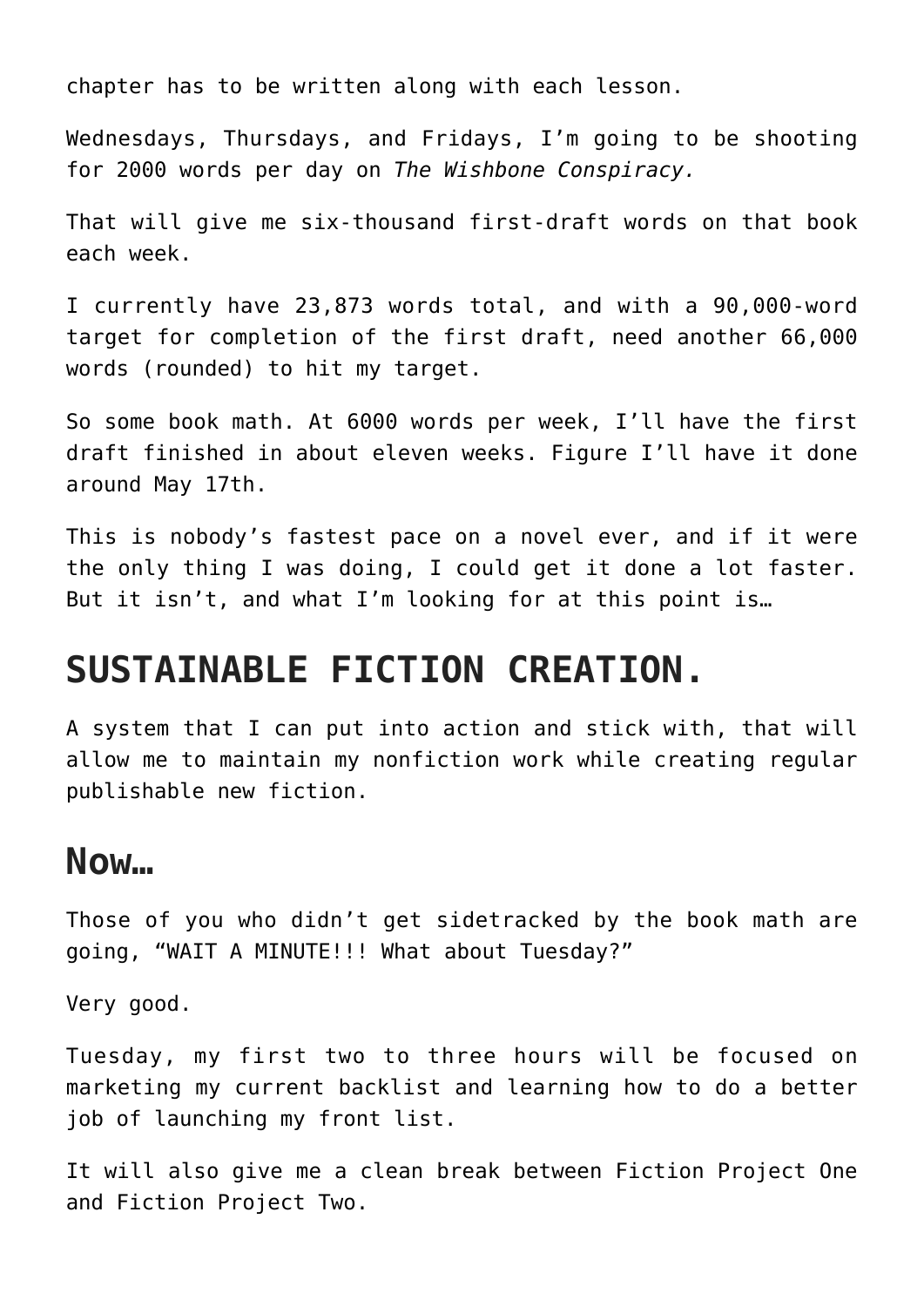chapter has to be written along with each lesson.

Wednesdays, Thursdays, and Fridays, I'm going to be shooting for 2000 words per day on *The Wishbone Conspiracy.*

That will give me six-thousand first-draft words on that book each week.

I currently have 23,873 words total, and with a 90,000-word target for completion of the first draft, need another 66,000 words (rounded) to hit my target.

So some book math. At 6000 words per week, I'll have the first draft finished in about eleven weeks. Figure I'll have it done around May 17th.

This is nobody's fastest pace on a novel ever, and if it were the only thing I was doing, I could get it done a lot faster. But it isn't, and what I'm looking for at this point is…

## SUSTAINABLE FICTION CREATION.

A system that I can put into action and stick with, that will allow me to maintain my nonfiction work while creating regular publishable new fiction.

### Now…

Those of you who didn't get sidetracked by the book math are going, "WAIT A MINUTE!!! What about Tuesday?"

Very good.

Tuesday, my first two to three hours will be focused on marketing my current backlist and learning how to do a better job of launching my front list.

It will also give me a clean break between Fiction Project One and Fiction Project Two.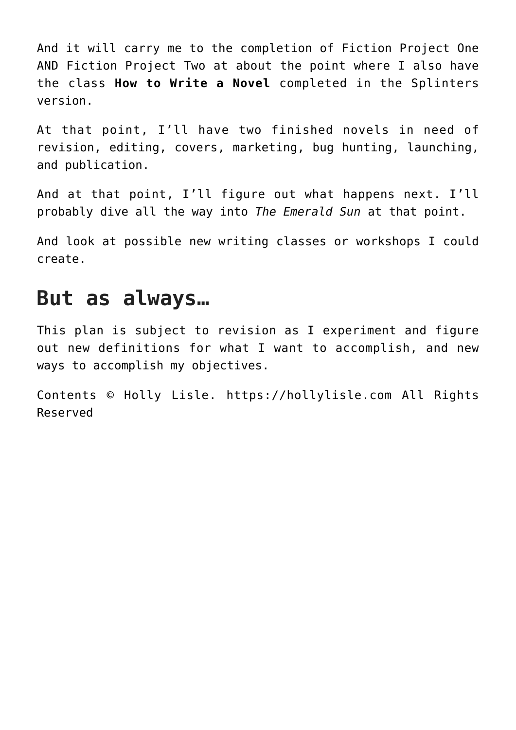And it will carry me to the completion of Fiction Project One AND Fiction Project Two at about the point where I also have the class **How to Write a Novel** completed in the Splinters version.

At that point, I'll have two finished novels in need of revision, editing, covers, marketing, bug hunting, launching, and publication.

And at that point, I'll figure out what happens next. I'll probably dive all the way into *The Emerald Sun* at that point.

And look at possible new writing classes or workshops I could create.

## But as always…

This plan is subject to revision as I experiment and figure out new definitions for what I want to accomplish, and new ways to accomplish my objectives.

Contents © Holly Lisle. https://hollylisle.com All Rights Reserved